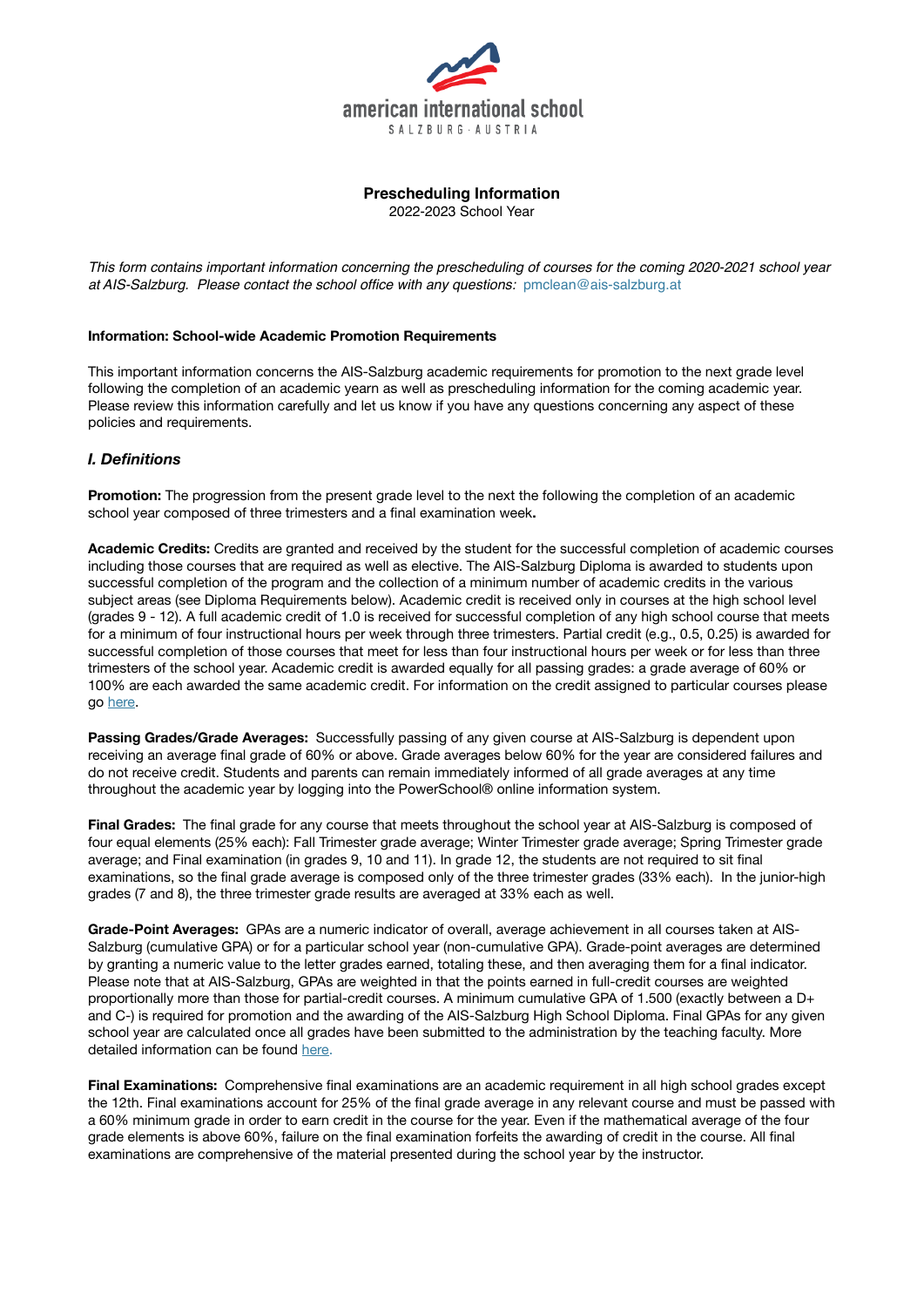american international school
SALZBURG · AUSTRIA

**Prescheduling Information**
2022-2023 School Year

*This form contains important information concerning the prescheduling of courses for the coming 2020-2021 school year at AIS-Salzburg. Please contact the school office with any questions:* pmclean@ais-salzburg.at

**Information: School-wide Academic Promotion Requirements**

This important information concerns the AIS-Salzburg academic requirements for promotion to the next grade level following the completion of an academic yearn as well as prescheduling information for the coming academic year. Please review this information carefully and let us know if you have any questions concerning any aspect of these policies and requirements.

## *I. Definitions*

**Promotion:** The progression from the present grade level to the next the following the completion of an academic school year composed of three trimesters and a final examination week**.**

**Academic Credits:** Credits are granted and received by the student for the successful completion of academic courses including those courses that are required as well as elective. The AIS-Salzburg Diploma is awarded to students upon successful completion of the program and the collection of a minimum number of academic credits in the various subject areas (see Diploma Requirements below). Academic credit is received only in courses at the high school level (grades 9 - 12). A full academic credit of 1.0 is received for successful completion of any high school course that meets for a minimum of four instructional hours per week through three trimesters. Partial credit (e.g., 0.5, 0.25) is awarded for successful completion of those courses that meet for less than four instructional hours per week or for less than three trimesters of the school year. Academic credit is awarded equally for all passing grades: a grade average of 60% or 100% are each awarded the same academic credit. For information on the credit assigned to particular courses please go here.

**Passing Grades/Grade Averages:** Successfully passing of any given course at AIS-Salzburg is dependent upon receiving an average final grade of 60% or above. Grade averages below 60% for the year are considered failures and do not receive credit. Students and parents can remain immediately informed of all grade averages at any time throughout the academic year by logging into the PowerSchool® online information system.

**Final Grades:** The final grade for any course that meets throughout the school year at AIS-Salzburg is composed of four equal elements (25% each): Fall Trimester grade average; Winter Trimester grade average; Spring Trimester grade average; and Final examination (in grades 9, 10 and 11). In grade 12, the students are not required to sit final examinations, so the final grade average is composed only of the three trimester grades (33% each). In the junior-high grades (7 and 8), the three trimester grade results are averaged at 33% each as well.

**Grade-Point Averages:** GPAs are a numeric indicator of overall, average achievement in all courses taken at AIS-Salzburg (cumulative GPA) or for a particular school year (non-cumulative GPA). Grade-point averages are determined by granting a numeric value to the letter grades earned, totaling these, and then averaging them for a final indicator. Please note that at AIS-Salzburg, GPAs are weighted in that the points earned in full-credit courses are weighted proportionally more than those for partial-credit courses. A minimum cumulative GPA of 1.500 (exactly between a D+ and C-) is required for promotion and the awarding of the AIS-Salzburg High School Diploma. Final GPAs for any given school year are calculated once all grades have been submitted to the administration by the teaching faculty. More detailed information can be found here.

**Final Examinations:** Comprehensive final examinations are an academic requirement in all high school grades except the 12th. Final examinations account for 25% of the final grade average in any relevant course and must be passed with a 60% minimum grade in order to earn credit in the course for the year. Even if the mathematical average of the four grade elements is above 60%, failure on the final examination forfeits the awarding of credit in the course. All final examinations are comprehensive of the material presented during the school year by the instructor.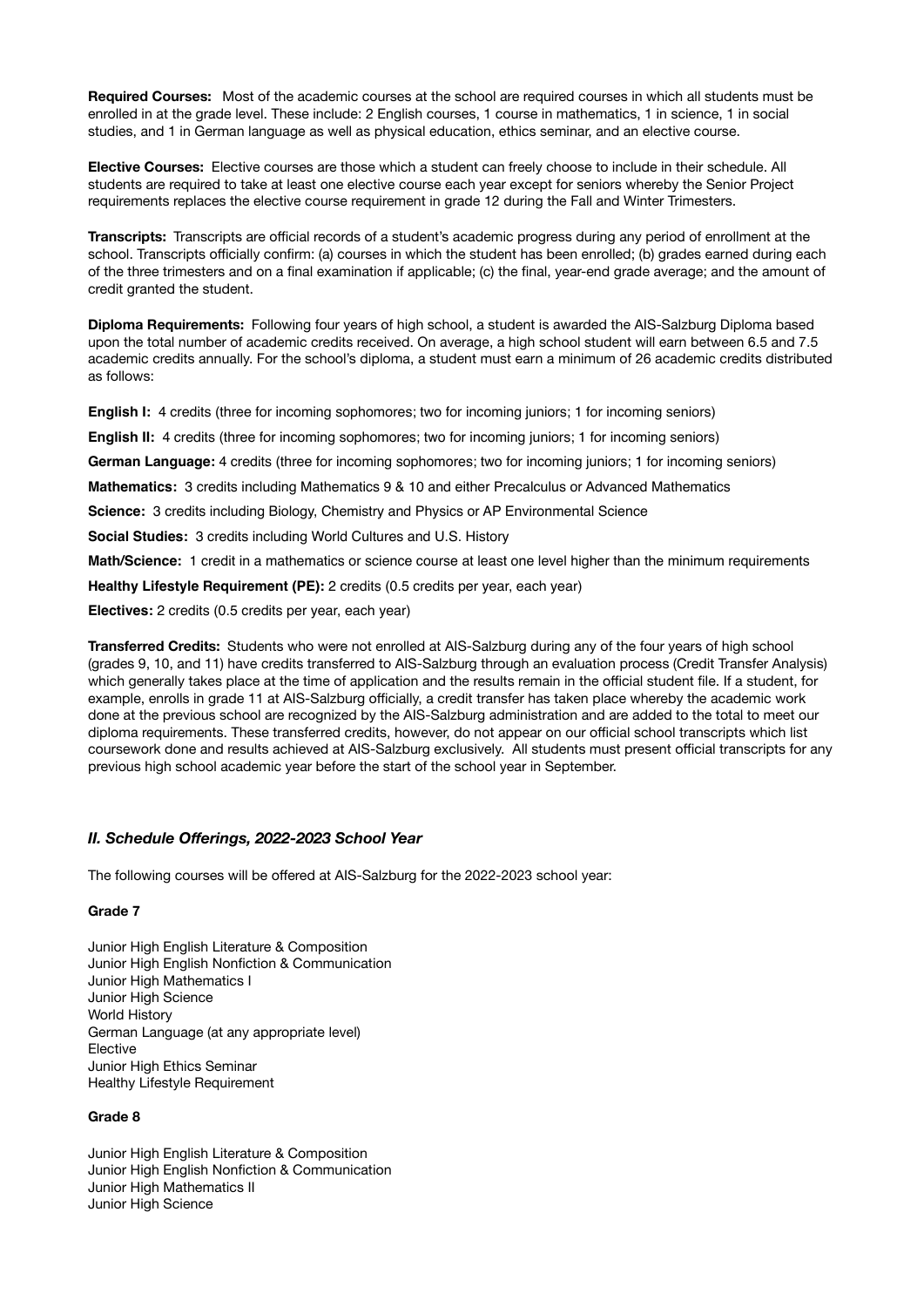**Required Courses:** Most of the academic courses at the school are required courses in which all students must be enrolled in at the grade level. These include: 2 English courses, 1 course in mathematics, 1 in science, 1 in social studies, and 1 in German language as well as physical education, ethics seminar, and an elective course.

**Elective Courses:** Elective courses are those which a student can freely choose to include in their schedule. All students are required to take at least one elective course each year except for seniors whereby the Senior Project requirements replaces the elective course requirement in grade 12 during the Fall and Winter Trimesters.

**Transcripts:** Transcripts are official records of a student's academic progress during any period of enrollment at the school. Transcripts officially confirm: (a) courses in which the student has been enrolled; (b) grades earned during each of the three trimesters and on a final examination if applicable; (c) the final, year-end grade average; and the amount of credit granted the student.

**Diploma Requirements:** Following four years of high school, a student is awarded the AIS-Salzburg Diploma based upon the total number of academic credits received. On average, a high school student will earn between 6.5 and 7.5 academic credits annually. For the school's diploma, a student must earn a minimum of 26 academic credits distributed as follows:

**English I:** 4 credits (three for incoming sophomores; two for incoming juniors; 1 for incoming seniors)

**English II:** 4 credits (three for incoming sophomores; two for incoming juniors; 1 for incoming seniors)

**German Language:** 4 credits (three for incoming sophomores; two for incoming juniors; 1 for incoming seniors)

**Mathematics:** 3 credits including Mathematics 9 & 10 and either Precalculus or Advanced Mathematics

**Science:** 3 credits including Biology, Chemistry and Physics or AP Environmental Science

**Social Studies:** 3 credits including World Cultures and U.S. History

**Math/Science:** 1 credit in a mathematics or science course at least one level higher than the minimum requirements

**Healthy Lifestyle Requirement (PE):** 2 credits (0.5 credits per year, each year)

**Electives:** 2 credits (0.5 credits per year, each year)

**Transferred Credits:** Students who were not enrolled at AIS-Salzburg during any of the four years of high school (grades 9, 10, and 11) have credits transferred to AIS-Salzburg through an evaluation process (Credit Transfer Analysis) which generally takes place at the time of application and the results remain in the official student file. If a student, for example, enrolls in grade 11 at AIS-Salzburg officially, a credit transfer has taken place whereby the academic work done at the previous school are recognized by the AIS-Salzburg administration and are added to the total to meet our diploma requirements. These transferred credits, however, do not appear on our official school transcripts which list coursework done and results achieved at AIS-Salzburg exclusively. All students must present official transcripts for any previous high school academic year before the start of the school year in September.

## *II. Schedule Offerings, 2022-2023 School Year*

The following courses will be offered at AIS-Salzburg for the 2022-2023 school year:

**Grade 7**

Junior High English Literature & Composition
Junior High English Nonfiction & Communication
Junior High Mathematics I
Junior High Science
World History
German Language (at any appropriate level)
Elective
Junior High Ethics Seminar
Healthy Lifestyle Requirement

**Grade 8**

Junior High English Literature & Composition
Junior High English Nonfiction & Communication
Junior High Mathematics II
Junior High Science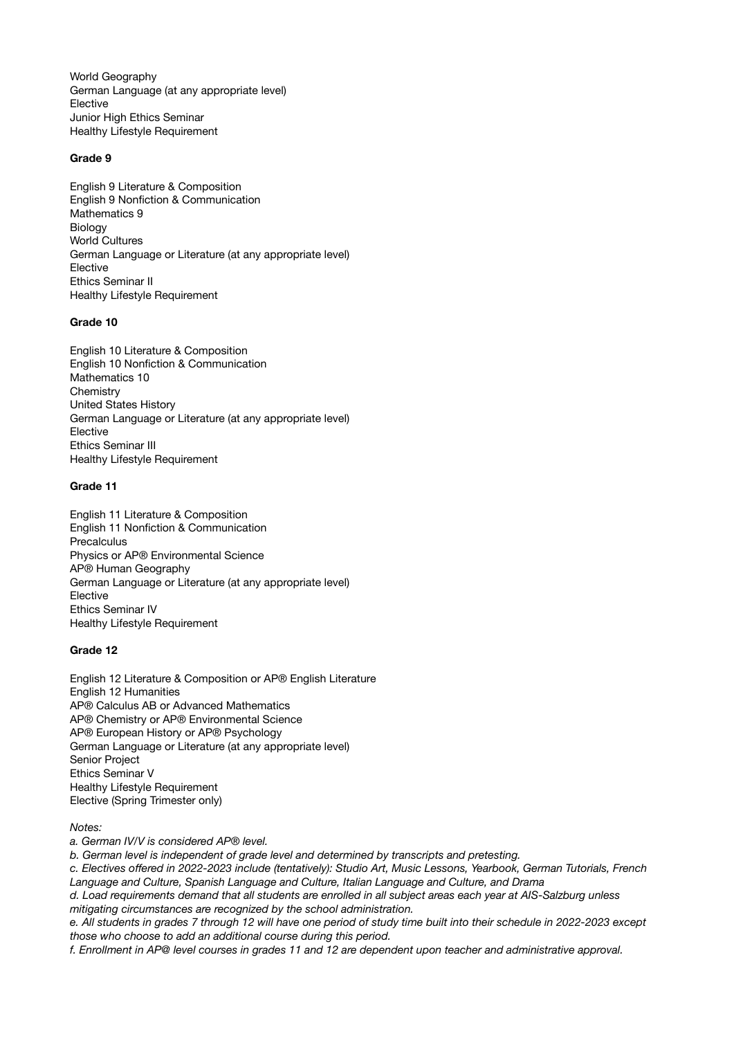World Geography
German Language (at any appropriate level)
Elective
Junior High Ethics Seminar
Healthy Lifestyle Requirement

**Grade 9**

English 9 Literature & Composition
English 9 Nonfiction & Communication
Mathematics 9
Biology
World Cultures
German Language or Literature (at any appropriate level)
Elective
Ethics Seminar II
Healthy Lifestyle Requirement

**Grade 10**

English 10 Literature & Composition
English 10 Nonfiction & Communication
Mathematics 10
Chemistry
United States History
German Language or Literature (at any appropriate level)
Elective
Ethics Seminar III
Healthy Lifestyle Requirement

**Grade 11**

English 11 Literature & Composition
English 11 Nonfiction & Communication
Precalculus
Physics or AP® Environmental Science
AP® Human Geography
German Language or Literature (at any appropriate level)
Elective
Ethics Seminar IV
Healthy Lifestyle Requirement

**Grade 12**

English 12 Literature & Composition or AP® English Literature
English 12 Humanities
AP® Calculus AB or Advanced Mathematics
AP® Chemistry or AP® Environmental Science
AP® European History or AP® Psychology
German Language or Literature (at any appropriate level)
Senior Project
Ethics Seminar V
Healthy Lifestyle Requirement
Elective (Spring Trimester only)

*Notes:*

*a. German IV/V is considered AP® level.*

*b. German level is independent of grade level and determined by transcripts and pretesting.*

*c. Electives offered in 2022-2023 include (tentatively): Studio Art, Music Lessons, Yearbook, German Tutorials, French Language and Culture, Spanish Language and Culture, Italian Language and Culture, and Drama*

*d. Load requirements demand that all students are enrolled in all subject areas each year at AIS-Salzburg unless mitigating circumstances are recognized by the school administration.*

*e. All students in grades 7 through 12 will have one period of study time built into their schedule in 2022-2023 except those who choose to add an additional course during this period.*

*f. Enrollment in AP@ level courses in grades 11 and 12 are dependent upon teacher and administrative approval.*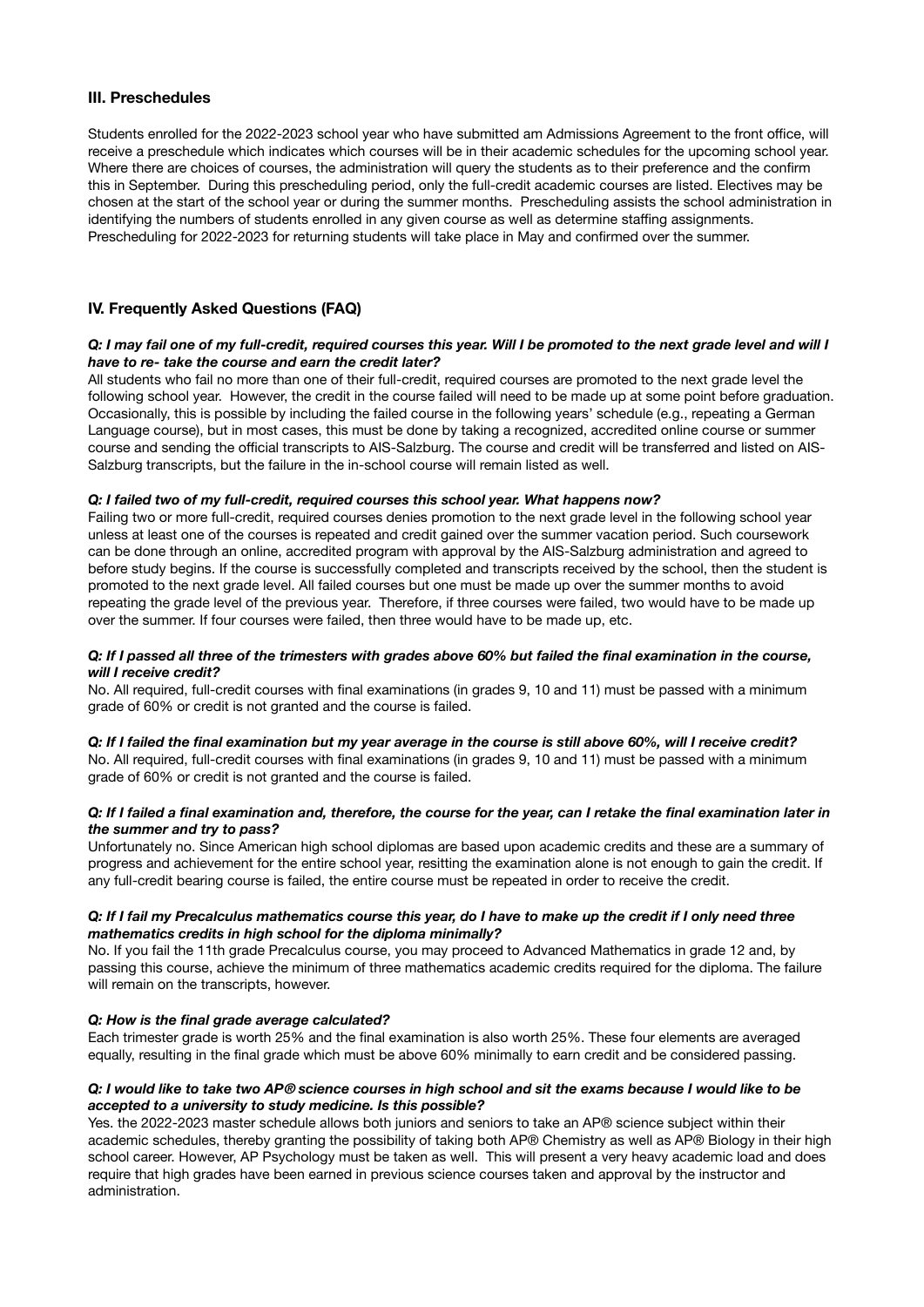## III. Preschedules

Students enrolled for the 2022-2023 school year who have submitted am Admissions Agreement to the front office, will receive a preschedule which indicates which courses will be in their academic schedules for the upcoming school year. Where there are choices of courses, the administration will query the students as to their preference and the confirm this in September. During this prescheduling period, only the full-credit academic courses are listed. Electives may be chosen at the start of the school year or during the summer months. Prescheduling assists the school administration in identifying the numbers of students enrolled in any given course as well as determine staffing assignments. Prescheduling for 2022-2023 for returning students will take place in May and confirmed over the summer.

## IV. Frequently Asked Questions (FAQ)

***Q: I may fail one of my full-credit, required courses this year. Will I be promoted to the next grade level and will I have to re- take the course and earn the credit later?***

All students who fail no more than one of their full-credit, required courses are promoted to the next grade level the following school year. However, the credit in the course failed will need to be made up at some point before graduation. Occasionally, this is possible by including the failed course in the following years' schedule (e.g., repeating a German Language course), but in most cases, this must be done by taking a recognized, accredited online course or summer course and sending the official transcripts to AIS-Salzburg. The course and credit will be transferred and listed on AIS-Salzburg transcripts, but the failure in the in-school course will remain listed as well.

***Q: I failed two of my full-credit, required courses this school year. What happens now?***

Failing two or more full-credit, required courses denies promotion to the next grade level in the following school year unless at least one of the courses is repeated and credit gained over the summer vacation period. Such coursework can be done through an online, accredited program with approval by the AIS-Salzburg administration and agreed to before study begins. If the course is successfully completed and transcripts received by the school, then the student is promoted to the next grade level. All failed courses but one must be made up over the summer months to avoid repeating the grade level of the previous year. Therefore, if three courses were failed, two would have to be made up over the summer. If four courses were failed, then three would have to be made up, etc.

***Q: If I passed all three of the trimesters with grades above 60% but failed the final examination in the course, will I receive credit?***

No. All required, full-credit courses with final examinations (in grades 9, 10 and 11) must be passed with a minimum grade of 60% or credit is not granted and the course is failed.

***Q: If I failed the final examination but my year average in the course is still above 60%, will I receive credit?***

No. All required, full-credit courses with final examinations (in grades 9, 10 and 11) must be passed with a minimum grade of 60% or credit is not granted and the course is failed.

***Q: If I failed a final examination and, therefore, the course for the year, can I retake the final examination later in the summer and try to pass?***

Unfortunately no. Since American high school diplomas are based upon academic credits and these are a summary of progress and achievement for the entire school year, resitting the examination alone is not enough to gain the credit. If any full-credit bearing course is failed, the entire course must be repeated in order to receive the credit.

***Q: If I fail my Precalculus mathematics course this year, do I have to make up the credit if I only need three mathematics credits in high school for the diploma minimally?***

No. If you fail the 11th grade Precalculus course, you may proceed to Advanced Mathematics in grade 12 and, by passing this course, achieve the minimum of three mathematics academic credits required for the diploma. The failure will remain on the transcripts, however.

***Q: How is the final grade average calculated?***

Each trimester grade is worth 25% and the final examination is also worth 25%. These four elements are averaged equally, resulting in the final grade which must be above 60% minimally to earn credit and be considered passing.

***Q: I would like to take two AP® science courses in high school and sit the exams because I would like to be accepted to a university to study medicine. Is this possible?***

Yes. the 2022-2023 master schedule allows both juniors and seniors to take an AP® science subject within their academic schedules, thereby granting the possibility of taking both AP® Chemistry as well as AP® Biology in their high school career. However, AP Psychology must be taken as well. This will present a very heavy academic load and does require that high grades have been earned in previous science courses taken and approval by the instructor and administration.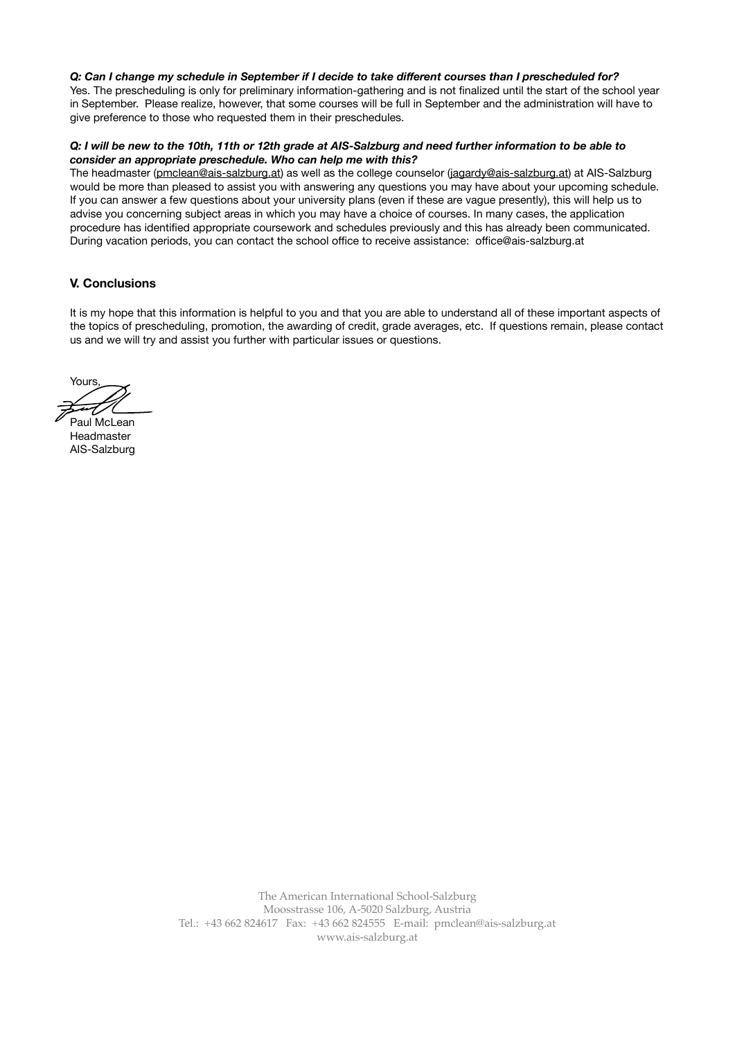***Q: Can I change my schedule in September if I decide to take different courses than I prescheduled for?***

Yes. The prescheduling is only for preliminary information-gathering and is not finalized until the start of the school year in September. Please realize, however, that some courses will be full in September and the administration will have to give preference to those who requested them in their preschedules.

***Q: I will be new to the 10th, 11th or 12th grade at AIS-Salzburg and need further information to be able to consider an appropriate preschedule. Who can help me with this?***

The headmaster (pmclean@ais-salzburg.at) as well as the college counselor (jagardy@ais-salzburg.at) at AIS-Salzburg would be more than pleased to assist you with answering any questions you may have about your upcoming schedule. If you can answer a few questions about your university plans (even if these are vague presently), this will help us to advise you concerning subject areas in which you may have a choice of courses. In many cases, the application procedure has identified appropriate coursework and schedules previously and this has already been communicated. During vacation periods, you can contact the school office to receive assistance: office@ais-salzburg.at

## V. Conclusions

It is my hope that this information is helpful to you and that you are able to understand all of these important aspects of the topics of prescheduling, promotion, the awarding of credit, grade averages, etc. If questions remain, please contact us and we will try and assist you further with particular issues or questions.

Yours,

Paul McLean
Headmaster
AIS-Salzburg

The American International School-Salzburg
Moosstrasse 106, A-5020 Salzburg, Austria
Tel.: +43 662 824617 Fax: +43 662 824555 E-mail: pmclean@ais-salzburg.at
www.ais-salzburg.at